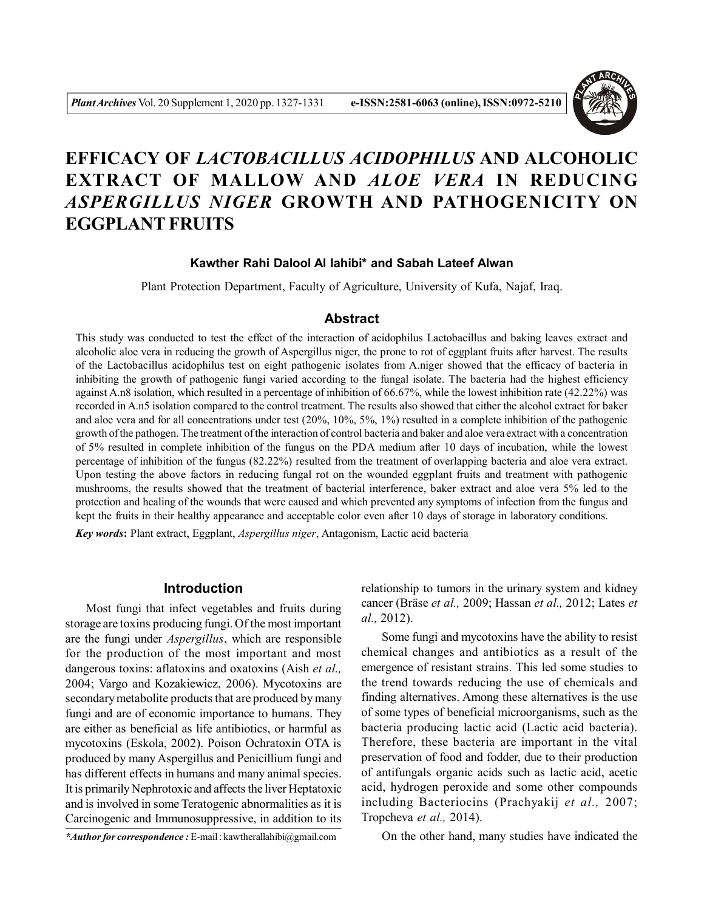# EFFICACY OF *LACTOBACILLUS ACIDOPHILUS* AND ALCOHOLIC EXTRACT OF MALLOW AND *ALOE VERA* IN REDUCING *ASPERGILLUS NIGER* GROWTH AND PATHOGENICITY ON EGGPLANT FRUITS

**Kawther Rahi Dalool Al lahibi\* and Sabah Lateef Alwan**

Plant Protection Department, Faculty of Agriculture, University of Kufa, Najaf, Iraq.

## Abstract

This study was conducted to test the effect of the interaction of acidophilus Lactobacillus and baking leaves extract and alcoholic aloe vera in reducing the growth of Aspergillus niger, the prone to rot of eggplant fruits after harvest. The results of the Lactobacillus acidophilus test on eight pathogenic isolates from A.niger showed that the efficacy of bacteria in inhibiting the growth of pathogenic fungi varied according to the fungal isolate. The bacteria had the highest efficiency against A.n8 isolation, which resulted in a percentage of inhibition of 66.67%, while the lowest inhibition rate (42.22%) was recorded in A.n5 isolation compared to the control treatment. The results also showed that either the alcohol extract for baker and aloe vera and for all concentrations under test (20%, 10%, 5%, 1%) resulted in a complete inhibition of the pathogenic growth of the pathogen. The treatment of the interaction of control bacteria and baker and aloe vera extract with a concentration of 5% resulted in complete inhibition of the fungus on the PDA medium after 10 days of incubation, while the lowest percentage of inhibition of the fungus (82.22%) resulted from the treatment of overlapping bacteria and aloe vera extract. Upon testing the above factors in reducing fungal rot on the wounded eggplant fruits and treatment with pathogenic mushrooms, the results showed that the treatment of bacterial interference, baker extract and aloe vera 5% led to the protection and healing of the wounds that were caused and which prevented any symptoms of infection from the fungus and kept the fruits in their healthy appearance and acceptable color even after 10 days of storage in laboratory conditions.

***Key words*:** Plant extract, Eggplant, *Aspergillus niger*, Antagonism, Lactic acid bacteria

## Introduction

Most fungi that infect vegetables and fruits during storage are toxins producing fungi. Of the most important are the fungi under *Aspergillus*, which are responsible for the production of the most important and most dangerous toxins: aflatoxins and oxatoxins (Aish *et al.,* 2004; Vargo and Kozakiewicz, 2006). Mycotoxins are secondary metabolite products that are produced by many fungi and are of economic importance to humans. They are either as beneficial as life antibiotics, or harmful as mycotoxins (Eskola, 2002). Poison Ochratoxin OTA is produced by many Aspergillus and Penicillium fungi and has different effects in humans and many animal species. It is primarily Nephrotoxic and affects the liver Heptatoxic and is involved in some Teratogenic abnormalities as it is Carcinogenic and Immunosuppressive, in addition to its relationship to tumors in the urinary system and kidney cancer (Bräse *et al.,* 2009; Hassan *et al.,* 2012; Lates *et al.,* 2012).

Some fungi and mycotoxins have the ability to resist chemical changes and antibiotics as a result of the emergence of resistant strains. This led some studies to the trend towards reducing the use of chemicals and finding alternatives. Among these alternatives is the use of some types of beneficial microorganisms, such as the bacteria producing lactic acid (Lactic acid bacteria). Therefore, these bacteria are important in the vital preservation of food and fodder, due to their production of antifungals organic acids such as lactic acid, acetic acid, hydrogen peroxide and some other compounds including Bacteriocins (Prachyakij *et al.,* 2007; Tropcheva *et al.,* 2014).

On the other hand, many studies have indicated the

*\*Author for correspondence :* E-mail : kawtherallahibi@gmail.com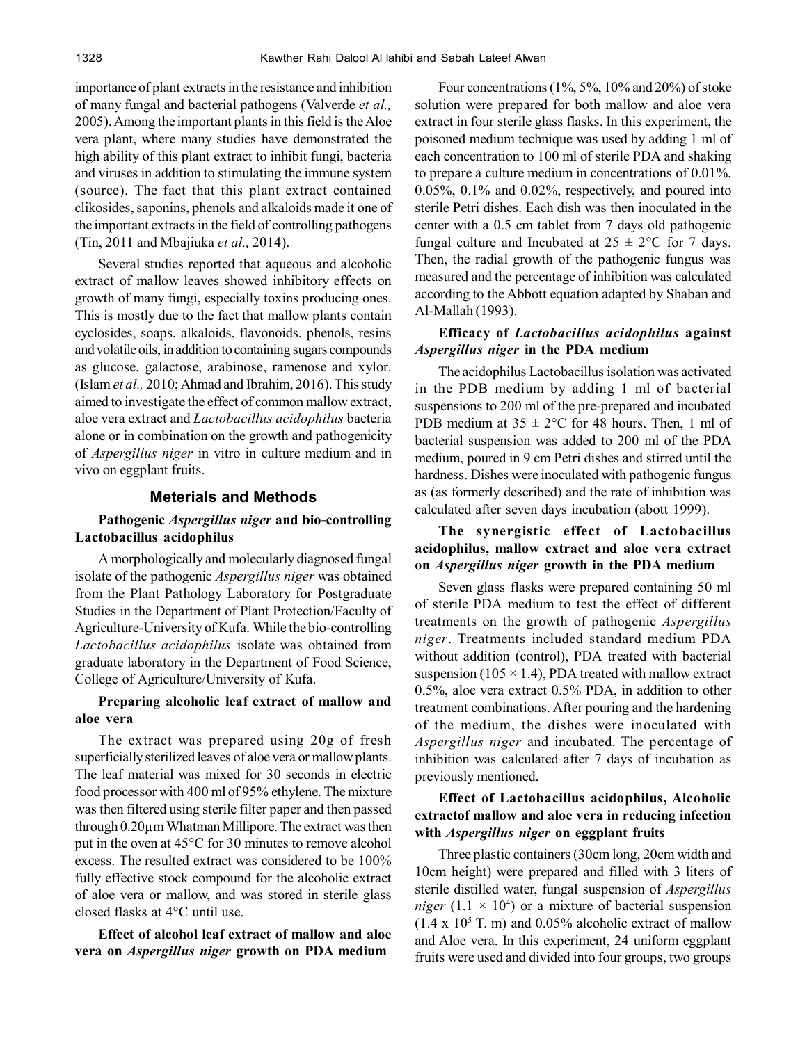importance of plant extracts in the resistance and inhibition of many fungal and bacterial pathogens (Valverde *et al.,* 2005). Among the important plants in this field is the Aloe vera plant, where many studies have demonstrated the high ability of this plant extract to inhibit fungi, bacteria and viruses in addition to stimulating the immune system (source). The fact that this plant extract contained clikosides, saponins, phenols and alkaloids made it one of the important extracts in the field of controlling pathogens (Tin, 2011 and Mbajiuka *et al.,* 2014).

Several studies reported that aqueous and alcoholic extract of mallow leaves showed inhibitory effects on growth of many fungi, especially toxins producing ones. This is mostly due to the fact that mallow plants contain cyclosides, soaps, alkaloids, flavonoids, phenols, resins and volatile oils, in addition to containing sugars compounds as glucose, galactose, arabinose, ramenose and xylor. (Islam *et al.,* 2010; Ahmad and Ibrahim, 2016). This study aimed to investigate the effect of common mallow extract, aloe vera extract and *Lactobacillus acidophilus* bacteria alone or in combination on the growth and pathogenicity of *Aspergillus niger* in vitro in culture medium and in vivo on eggplant fruits.

## Meterials and Methods

### Pathogenic *Aspergillus niger* and bio-controlling Lactobacillus acidophilus

A morphologically and molecularly diagnosed fungal isolate of the pathogenic *Aspergillus niger* was obtained from the Plant Pathology Laboratory for Postgraduate Studies in the Department of Plant Protection/Faculty of Agriculture-University of Kufa. While the bio-controlling *Lactobacillus acidophilus* isolate was obtained from graduate laboratory in the Department of Food Science, College of Agriculture/University of Kufa.

### Preparing alcoholic leaf extract of mallow and aloe vera

The extract was prepared using 20g of fresh superficially sterilized leaves of aloe vera or mallow plants. The leaf material was mixed for 30 seconds in electric food processor with 400 ml of 95% ethylene. The mixture was then filtered using sterile filter paper and then passed through 0.20µm Whatman Millipore. The extract was then put in the oven at 45°C for 30 minutes to remove alcohol excess. The resulted extract was considered to be 100% fully effective stock compound for the alcoholic extract of aloe vera or mallow, and was stored in sterile glass closed flasks at 4°C until use.

### Effect of alcohol leaf extract of mallow and aloe vera on *Aspergillus niger* growth on PDA medium

Four concentrations (1%, 5%, 10% and 20%) of stoke solution were prepared for both mallow and aloe vera extract in four sterile glass flasks. In this experiment, the poisoned medium technique was used by adding 1 ml of each concentration to 100 ml of sterile PDA and shaking to prepare a culture medium in concentrations of 0.01%, 0.05%, 0.1% and 0.02%, respectively, and poured into sterile Petri dishes. Each dish was then inoculated in the center with a 0.5 cm tablet from 7 days old pathogenic fungal culture and Incubated at $25 \pm 2$°C for 7 days. Then, the radial growth of the pathogenic fungus was measured and the percentage of inhibition was calculated according to the Abbott equation adapted by Shaban and Al-Mallah (1993).

### Efficacy of *Lactobacillus acidophilus* against *Aspergillus niger* in the PDA medium

The acidophilus Lactobacillus isolation was activated in the PDB medium by adding 1 ml of bacterial suspensions to 200 ml of the pre-prepared and incubated PDB medium at $35 \pm 2$°C for 48 hours. Then, 1 ml of bacterial suspension was added to 200 ml of the PDA medium, poured in 9 cm Petri dishes and stirred until the hardness. Dishes were inoculated with pathogenic fungus as (as formerly described) and the rate of inhibition was calculated after seven days incubation (abott 1999).

### The synergistic effect of Lactobacillus acidophilus, mallow extract and aloe vera extract on *Aspergillus niger* growth in the PDA medium

Seven glass flasks were prepared containing 50 ml of sterile PDA medium to test the effect of different treatments on the growth of pathogenic *Aspergillus niger*. Treatments included standard medium PDA without addition (control), PDA treated with bacterial suspension ($105 \times 1.4$), PDA treated with mallow extract 0.5%, aloe vera extract 0.5% PDA, in addition to other treatment combinations. After pouring and the hardening of the medium, the dishes were inoculated with *Aspergillus niger* and incubated. The percentage of inhibition was calculated after 7 days of incubation as previously mentioned.

### Effect of Lactobacillus acidophilus, Alcoholic extractof mallow and aloe vera in reducing infection with *Aspergillus niger* on eggplant fruits

Three plastic containers (30cm long, 20cm width and 10cm height) were prepared and filled with 3 liters of sterile distilled water, fungal suspension of *Aspergillus niger* ($1.1 \times 10^4$) or a mixture of bacterial suspension ($1.4 \times 10^5$ T. m) and 0.05% alcoholic extract of mallow and Aloe vera. In this experiment, 24 uniform eggplant fruits were used and divided into four groups, two groups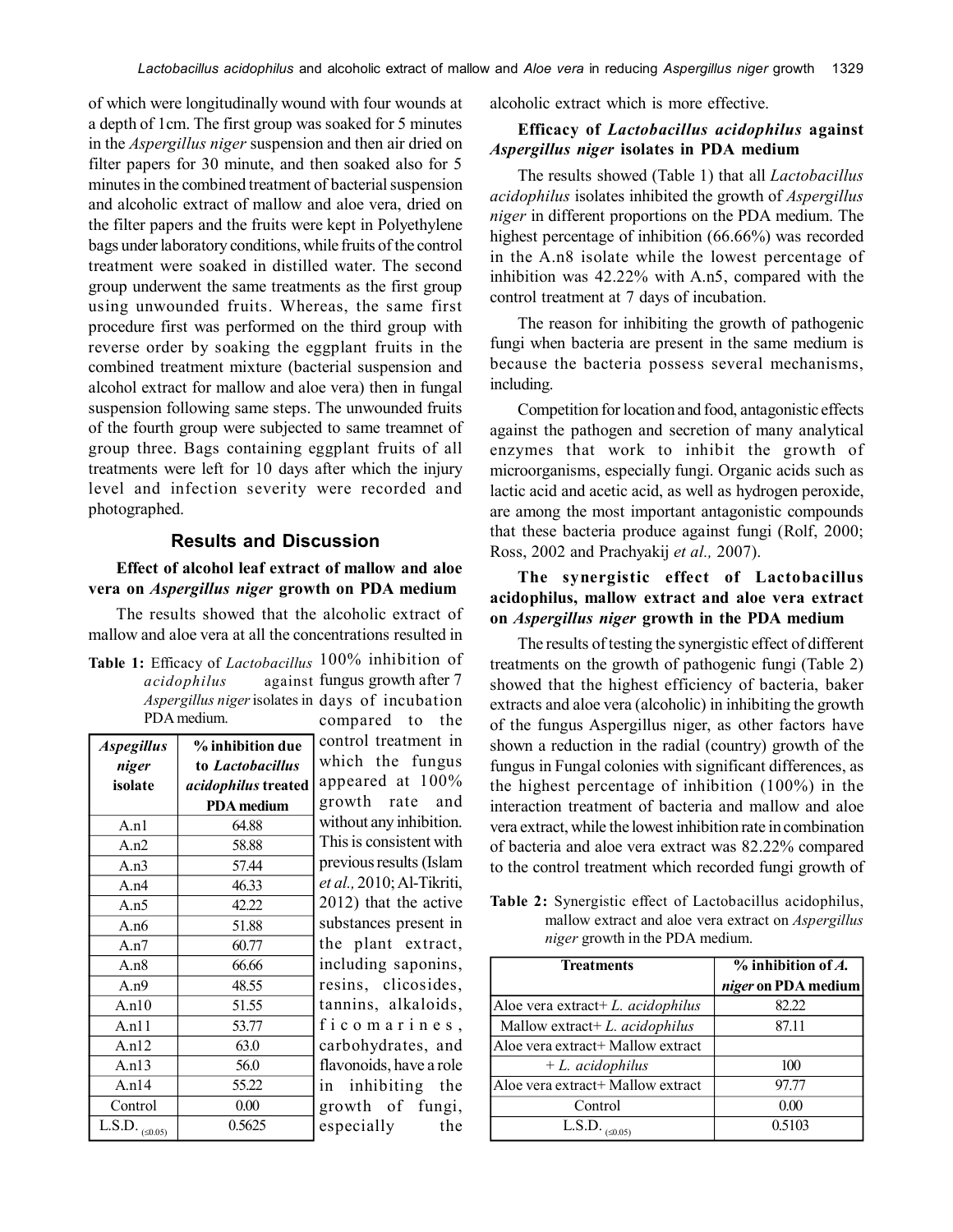of which were longitudinally wound with four wounds at a depth of 1cm. The first group was soaked for 5 minutes in the *Aspergillus niger* suspension and then air dried on filter papers for 30 minute, and then soaked also for 5 minutes in the combined treatment of bacterial suspension and alcoholic extract of mallow and aloe vera, dried on the filter papers and the fruits were kept in Polyethylene bags under laboratory conditions, while fruits of the control treatment were soaked in distilled water. The second group underwent the same treatments as the first group using unwounded fruits. Whereas, the same first procedure first was performed on the third group with reverse order by soaking the eggplant fruits in the combined treatment mixture (bacterial suspension and alcohol extract for mallow and aloe vera) then in fungal suspension following same steps. The unwounded fruits of the fourth group were subjected to same treamnet of group three. Bags containing eggplant fruits of all treatments were left for 10 days after which the injury level and infection severity were recorded and photographed.

## Results and Discussion

### Effect of alcohol leaf extract of mallow and aloe vera on *Aspergillus niger* growth on PDA medium

The results showed that the alcoholic extract of mallow and aloe vera at all the concentrations resulted in 100% inhibition of fungus growth after 7 days of incubation compared to the control treatment in which the fungus appeared at 100% growth rate and without any inhibition. This is consistent with previous results (Islam *et al.,* 2010; Al-Tikriti, 2012) that the active substances present in the plant extract, including saponins, resins, clicosides, tannins, alkaloids, ficomarines, carbohydrates, and flavonoids, have a role in inhibiting the growth of fungi, especially the alcoholic extract which is more effective.

**Table 1:** Efficacy of *Lactobacillus acidophilus* against *Aspergillus niger* isolates in PDA medium.

| *Aspegillus niger* isolate | % inhibition due to *Lactobacillus acidophilus* treated PDA medium |
|---|---|
| A.n1 | 64.88 |
| A.n2 | 58.88 |
| A.n3 | 57.44 |
| A.n4 | 46.33 |
| A.n5 | 42.22 |
| A.n6 | 51.88 |
| A.n7 | 60.77 |
| A.n8 | 66.66 |
| A.n9 | 48.55 |
| A.n10 | 51.55 |
| A.n11 | 53.77 |
| A.n12 | 63.0 |
| A.n13 | 56.0 |
| A.n14 | 55.22 |
| Control | 0.00 |
| L.S.D. $_{(\leq 0.05)}$ | 0.5625 |

### Efficacy of *Lactobacillus acidophilus* against *Aspergillus niger* isolates in PDA medium

The results showed (Table 1) that all *Lactobacillus acidophilus* isolates inhibited the growth of *Aspergillus niger* in different proportions on the PDA medium. The highest percentage of inhibition (66.66%) was recorded in the A.n8 isolate while the lowest percentage of inhibition was 42.22% with A.n5, compared with the control treatment at 7 days of incubation.

The reason for inhibiting the growth of pathogenic fungi when bacteria are present in the same medium is because the bacteria possess several mechanisms, including.

Competition for location and food, antagonistic effects against the pathogen and secretion of many analytical enzymes that work to inhibit the growth of microorganisms, especially fungi. Organic acids such as lactic acid and acetic acid, as well as hydrogen peroxide, are among the most important antagonistic compounds that these bacteria produce against fungi (Rolf, 2000; Ross, 2002 and Prachyakij *et al.,* 2007).

### The synergistic effect of Lactobacillus acidophilus, mallow extract and aloe vera extract on *Aspergillus niger* growth in the PDA medium

The results of testing the synergistic effect of different treatments on the growth of pathogenic fungi (Table 2) showed that the highest efficiency of bacteria, baker extracts and aloe vera (alcoholic) in inhibiting the growth of the fungus Aspergillus niger, as other factors have shown a reduction in the radial (country) growth of the fungus in Fungal colonies with significant differences, as the highest percentage of inhibition (100%) in the interaction treatment of bacteria and mallow and aloe vera extract, while the lowest inhibition rate in combination of bacteria and aloe vera extract was 82.22% compared to the control treatment which recorded fungi growth of

**Table 2:** Synergistic effect of Lactobacillus acidophilus, mallow extract and aloe vera extract on *Aspergillus niger* growth in the PDA medium.

| Treatments | % inhibition of *A. niger* on PDA medium |
|---|---|
| Aloe vera extract+ *L. acidophilus* | 82.22 |
| Mallow extract+ *L. acidophilus* | 87.11 |
| Aloe vera extract+ Mallow extract + *L. acidophilus* | 100 |
| Aloe vera extract+ Mallow extract | 97.77 |
| Control | 0.00 |
| L.S.D. $_{(\leq 0.05)}$ | 0.5103 |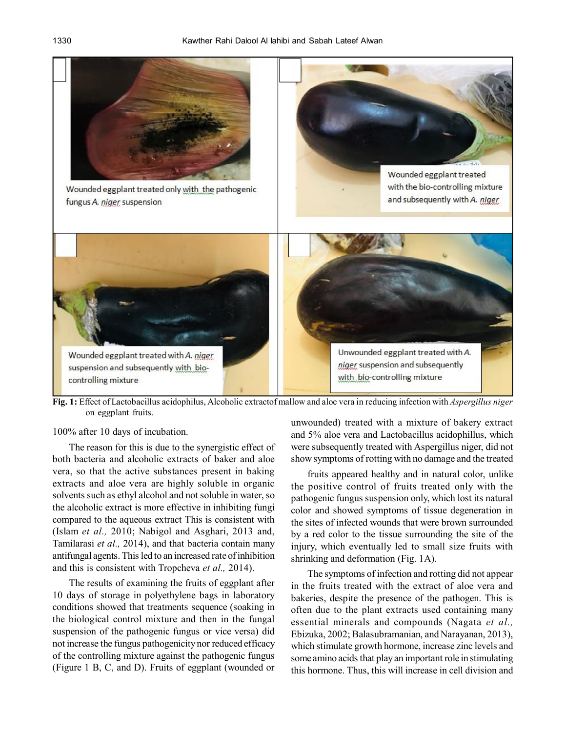Fig. 1: Effect of Lactobacillus acidophilus, Alcoholic extractof mallow and aloe vera in reducing infection with *Aspergillus niger* on eggplant fruits.

100% after 10 days of incubation.

The reason for this is due to the synergistic effect of both bacteria and alcoholic extracts of baker and aloe vera, so that the active substances present in baking extracts and aloe vera are highly soluble in organic solvents such as ethyl alcohol and not soluble in water, so the alcoholic extract is more effective in inhibiting fungi compared to the aqueous extract This is consistent with (Islam *et al.,* 2010; Nabigol and Asghari, 2013 and, Tamilarasi *et al.,* 2014), and that bacteria contain many antifungal agents. This led to an increased rate of inhibition and this is consistent with Tropcheva *et al.,* 2014).

The results of examining the fruits of eggplant after 10 days of storage in polyethylene bags in laboratory conditions showed that treatments sequence (soaking in the biological control mixture and then in the fungal suspension of the pathogenic fungus or vice versa) did not increase the fungus pathogenicity nor reduced efficacy of the controlling mixture against the pathogenic fungus (Figure 1 B, C, and D). Fruits of eggplant (wounded or unwounded) treated with a mixture of bakery extract and 5% aloe vera and Lactobacillus acidophillus, which were subsequently treated with Aspergillus niger, did not show symptoms of rotting with no damage and the treated fruits appeared healthy and in natural color, unlike the positive control of fruits treated only with the pathogenic fungus suspension only, which lost its natural color and showed symptoms of tissue degeneration in the sites of infected wounds that were brown surrounded by a red color to the tissue surrounding the site of the injury, which eventually led to small size fruits with shrinking and deformation (Fig. 1A).

The symptoms of infection and rotting did not appear in the fruits treated with the extract of aloe vera and bakeries, despite the presence of the pathogen. This is often due to the plant extracts used containing many essential minerals and compounds (Nagata *et al.,* Ebizuka, 2002; Balasubramanian, and Narayanan, 2013), which stimulate growth hormone, increase zinc levels and some amino acids that play an important role in stimulating this hormone. Thus, this will increase in cell division and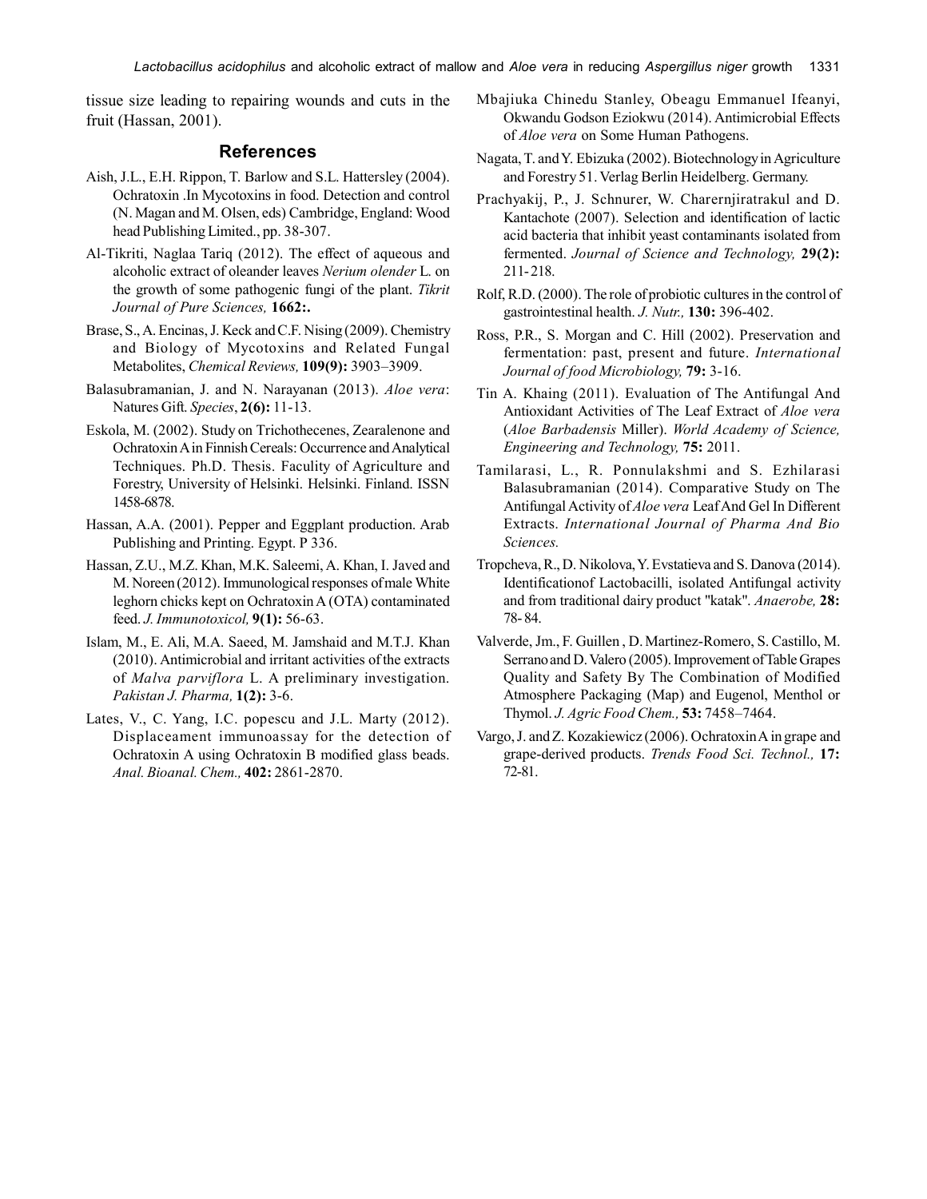tissue size leading to repairing wounds and cuts in the fruit (Hassan, 2001).

## References

Aish, J.L., E.H. Rippon, T. Barlow and S.L. Hattersley (2004). Ochratoxin .In Mycotoxins in food. Detection and control (N. Magan and M. Olsen, eds) Cambridge, England: Wood head Publishing Limited., pp. 38-307.

Al-Tikriti, Naglaa Tariq (2012). The effect of aqueous and alcoholic extract of oleander leaves *Nerium olender* L. on the growth of some pathogenic fungi of the plant. *Tikrit Journal of Pure Sciences,* **1662:.**

Brase, S., A. Encinas, J. Keck and C.F. Nising (2009). Chemistry and Biology of Mycotoxins and Related Fungal Metabolites, *Chemical Reviews,* **109(9):** 3903–3909.

Balasubramanian, J. and N. Narayanan (2013). *Aloe vera*: Natures Gift. *Species*, **2(6):** 11-13.

Eskola, M. (2002). Study on Trichothecenes, Zearalenone and Ochratoxin A in Finnish Cereals: Occurrence and Analytical Techniques. Ph.D. Thesis. Faculty of Agriculture and Forestry, University of Helsinki. Helsinki. Finland. ISSN 1458-6878.

Hassan, A.A. (2001). Pepper and Eggplant production. Arab Publishing and Printing. Egypt. P 336.

Hassan, Z.U., M.Z. Khan, M.K. Saleemi, A. Khan, I. Javed and M. Noreen (2012). Immunological responses of male White leghorn chicks kept on Ochratoxin A (OTA) contaminated feed. *J. Immunotoxicol,* **9(1):** 56-63.

Islam, M., E. Ali, M.A. Saeed, M. Jamshaid and M.T.J. Khan (2010). Antimicrobial and irritant activities of the extracts of *Malva parviflora* L. A preliminary investigation. *Pakistan J. Pharma,* **1(2):** 3-6.

Lates, V., C. Yang, I.C. popescu and J.L. Marty (2012). Displaceament immunoassay for the detection of Ochratoxin A using Ochratoxin B modified glass beads. *Anal. Bioanal. Chem.,* **402:** 2861-2870.

Mbajiuka Chinedu Stanley, Obeagu Emmanuel Ifeanyi, Okwandu Godson Eziokwu (2014). Antimicrobial Effects of *Aloe vera* on Some Human Pathogens.

Nagata, T. and Y. Ebizuka (2002). Biotechnology in Agriculture and Forestry 51. Verlag Berlin Heidelberg. Germany.

Prachyakij, P., J. Schnurer, W. Charernjiratrakul and D. Kantachote (2007). Selection and identification of lactic acid bacteria that inhibit yeast contaminants isolated from fermented. *Journal of Science and Technology,* **29(2):** 211- 218.

Rolf, R.D. (2000). The role of probiotic cultures in the control of gastrointestinal health. *J. Nutr.,* **130:** 396-402.

Ross, P.R., S. Morgan and C. Hill (2002). Preservation and fermentation: past, present and future. *International Journal of food Microbiology,* **79:** 3-16.

Tin A. Khaing (2011). Evaluation of The Antifungal And Antioxidant Activities of The Leaf Extract of *Aloe vera* (*Aloe Barbadensis* Miller). *World Academy of Science, Engineering and Technology,* **75:** 2011.

Tamilarasi, L., R. Ponnulakshmi and S. Ezhilarasi Balasubramanian (2014). Comparative Study on The Antifungal Activity of *Aloe vera* Leaf And Gel In Different Extracts. *International Journal of Pharma And Bio Sciences.*

Tropcheva, R., D. Nikolova, Y. Evstatieva and S. Danova (2014). Identificationof Lactobacilli, isolated Antifungal activity and from traditional dairy product "katak". *Anaerobe,* **28:** 78- 84.

Valverde, Jm., F. Guillen , D. Martinez-Romero, S. Castillo, M. Serrano and D. Valero (2005). Improvement of Table Grapes Quality and Safety By The Combination of Modified Atmosphere Packaging (Map) and Eugenol, Menthol or Thymol. *J. Agric Food Chem.,* **53:** 7458–7464.

Vargo, J. and Z. Kozakiewicz (2006). Ochratoxin A in grape and grape-derived products. *Trends Food Sci. Technol.,* **17:** 72-81.